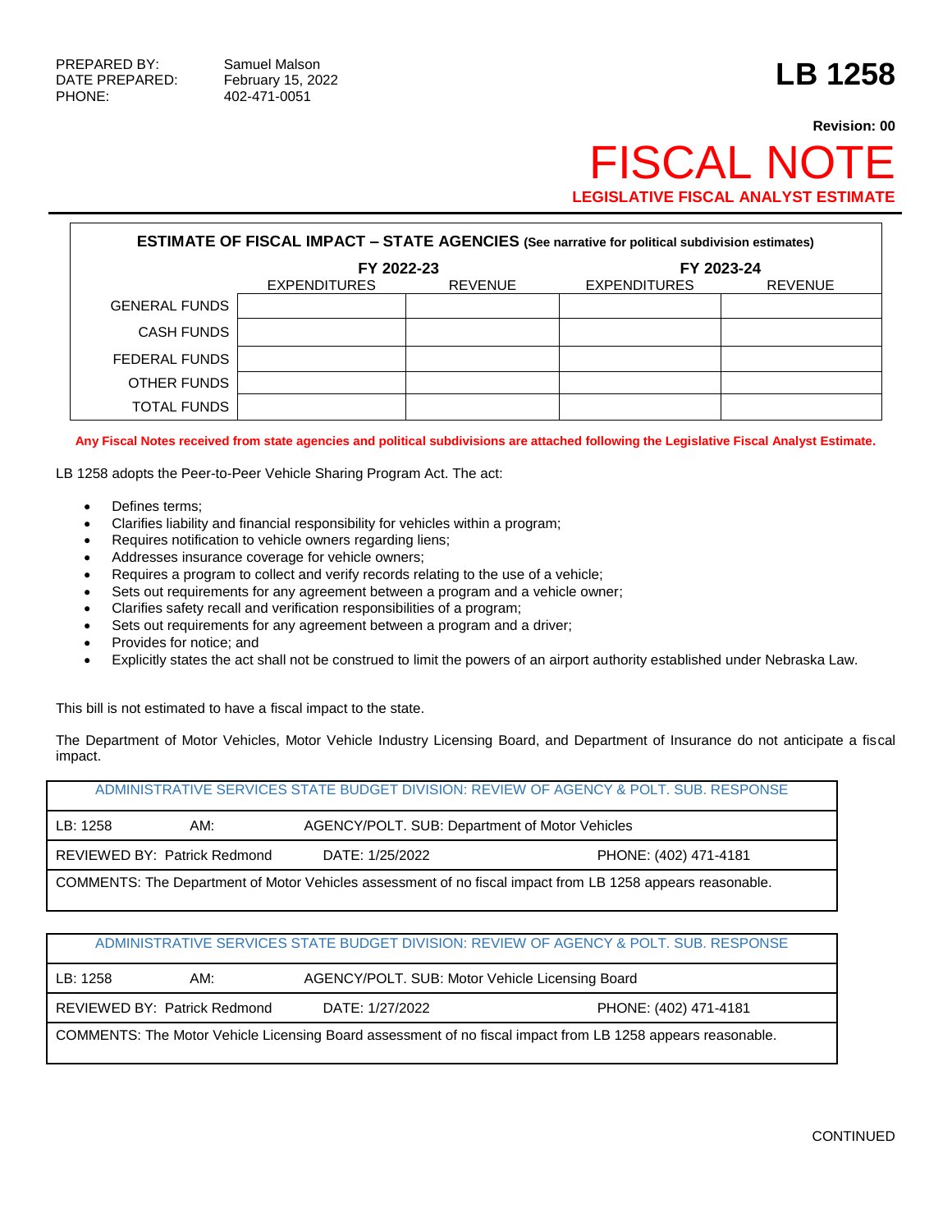PREPARED BY: Samuel Malson
DATE PREPARED: February 15, 2022
PHONE: 402-471-0051

# LB 1258

**Revision: 00**

# FISCAL NOTE

**LEGISLATIVE FISCAL ANALYST ESTIMATE**

| **ESTIMATE OF FISCAL IMPACT – STATE AGENCIES** (See narrative for political subdivision estimates) | | | | |
|---|---|---|---|---|
| | **FY 2022-23** | | **FY 2023-24** | |
| | EXPENDITURES | REVENUE | EXPENDITURES | REVENUE |
| GENERAL FUNDS | | | | |
| CASH FUNDS | | | | |
| FEDERAL FUNDS | | | | |
| OTHER FUNDS | | | | |
| TOTAL FUNDS | | | | |

**Any Fiscal Notes received from state agencies and political subdivisions are attached following the Legislative Fiscal Analyst Estimate.**

LB 1258 adopts the Peer-to-Peer Vehicle Sharing Program Act. The act:

- Defines terms;
- Clarifies liability and financial responsibility for vehicles within a program;
- Requires notification to vehicle owners regarding liens;
- Addresses insurance coverage for vehicle owners;
- Requires a program to collect and verify records relating to the use of a vehicle;
- Sets out requirements for any agreement between a program and a vehicle owner;
- Clarifies safety recall and verification responsibilities of a program;
- Sets out requirements for any agreement between a program and a driver;
- Provides for notice; and
- Explicitly states the act shall not be construed to limit the powers of an airport authority established under Nebraska Law.

This bill is not estimated to have a fiscal impact to the state.

The Department of Motor Vehicles, Motor Vehicle Industry Licensing Board, and Department of Insurance do not anticipate a fiscal impact.

| ADMINISTRATIVE SERVICES STATE BUDGET DIVISION: REVIEW OF AGENCY & POLT. SUB. RESPONSE | | |
|---|---|---|
| LB: 1258 AM: | AGENCY/POLT. SUB: Department of Motor Vehicles | |
| REVIEWED BY: Patrick Redmond | DATE: 1/25/2022 | PHONE: (402) 471-4181 |
| COMMENTS: The Department of Motor Vehicles assessment of no fiscal impact from LB 1258 appears reasonable. | | |

| ADMINISTRATIVE SERVICES STATE BUDGET DIVISION: REVIEW OF AGENCY & POLT. SUB. RESPONSE | | |
|---|---|---|
| LB: 1258 AM: | AGENCY/POLT. SUB: Motor Vehicle Licensing Board | |
| REVIEWED BY: Patrick Redmond | DATE: 1/27/2022 | PHONE: (402) 471-4181 |
| COMMENTS: The Motor Vehicle Licensing Board assessment of no fiscal impact from LB 1258 appears reasonable. | | |

CONTINUED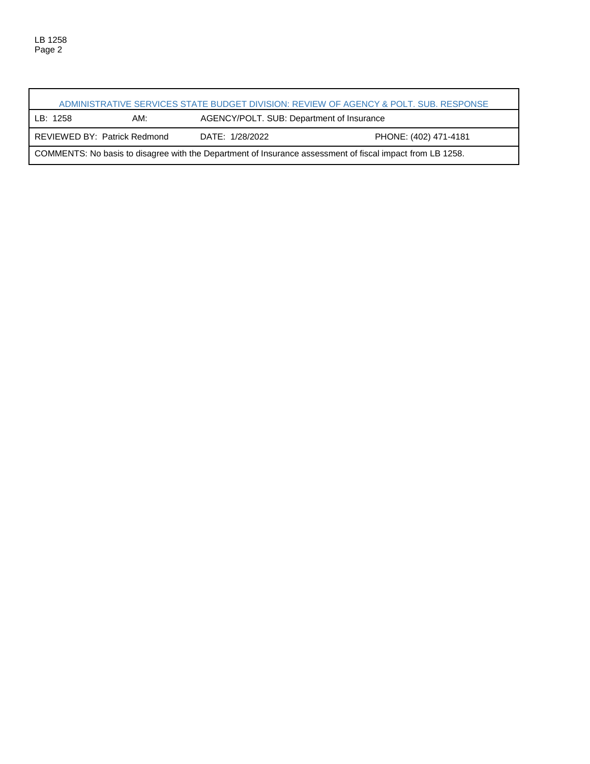| ADMINISTRATIVE SERVICES STATE BUDGET DIVISION: REVIEW OF AGENCY & POLT. SUB. RESPONSE | | | |
| --- | --- | --- | --- |
| LB: 1258 | AM: | AGENCY/POLT. SUB: Department of Insurance | |
| REVIEWED BY: Patrick Redmond | | DATE: 1/28/2022 | PHONE: (402) 471-4181 |
| COMMENTS: No basis to disagree with the Department of Insurance assessment of fiscal impact from LB 1258. | | | |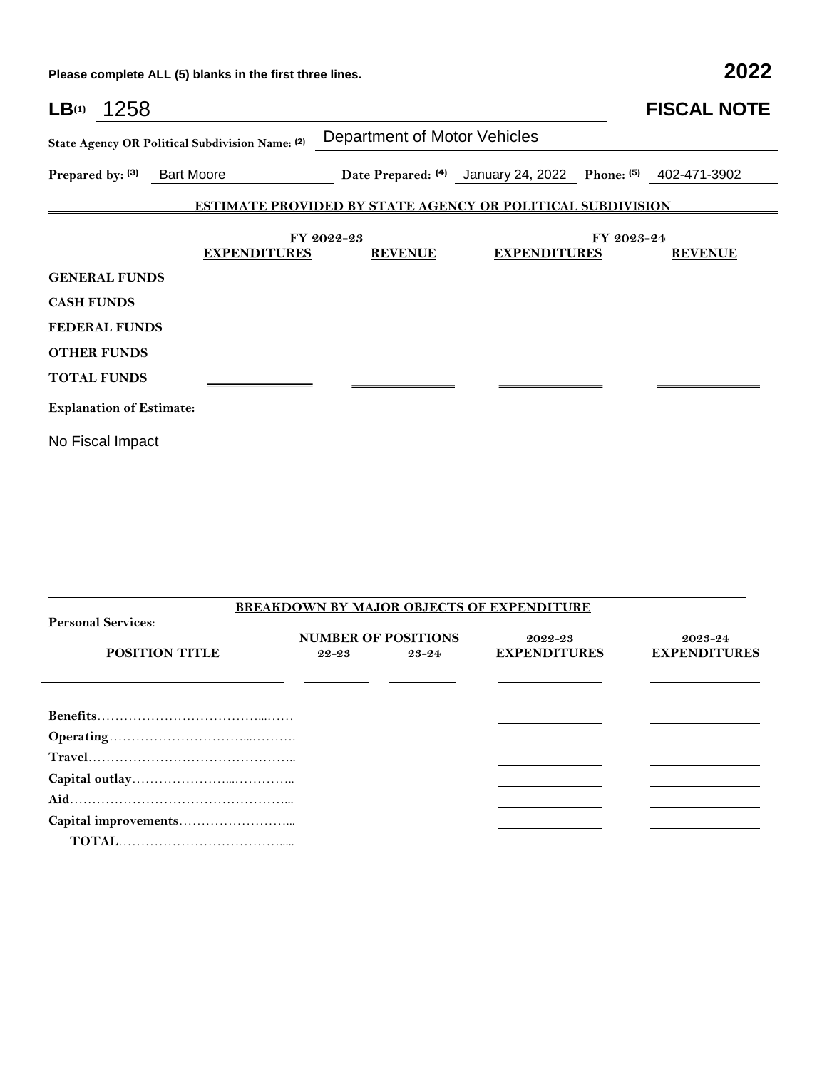Please complete ALL (5) blanks in the first three lines. **2022**

**LB**(1) 1258 **FISCAL NOTE**

**State Agency OR Political Subdivision Name:** (2) Department of Motor Vehicles

**Prepared by:** (3) Bart Moore **Date Prepared:** (4) January 24, 2022 **Phone:** (5) 402-471-3902

## ESTIMATE PROVIDED BY STATE AGENCY OR POLITICAL SUBDIVISION

| | FY 2022-23 | | FY 2023-24 | |
|---|---|---|---|---|
| | **EXPENDITURES** | **REVENUE** | **EXPENDITURES** | **REVENUE** |
| **GENERAL FUNDS** | | | | |
| **CASH FUNDS** | | | | |
| **FEDERAL FUNDS** | | | | |
| **OTHER FUNDS** | | | | |
| **TOTAL FUNDS** | | | | |

**Explanation of Estimate:**

No Fiscal Impact

## BREAKDOWN BY MAJOR OBJECTS OF EXPENDITURE

**Personal Services:**

| POSITION TITLE | NUMBER OF POSITIONS 22-23 | NUMBER OF POSITIONS 23-24 | 2022-23 EXPENDITURES | 2023-24 EXPENDITURES |
|---|---|---|---|---|
| | | | | |
| | | | | |
| **Benefits** | | | | |
| **Operating** | | | | |
| **Travel** | | | | |
| **Capital outlay** | | | | |
| **Aid** | | | | |
| **Capital improvements** | | | | |
| **TOTAL** | | | | |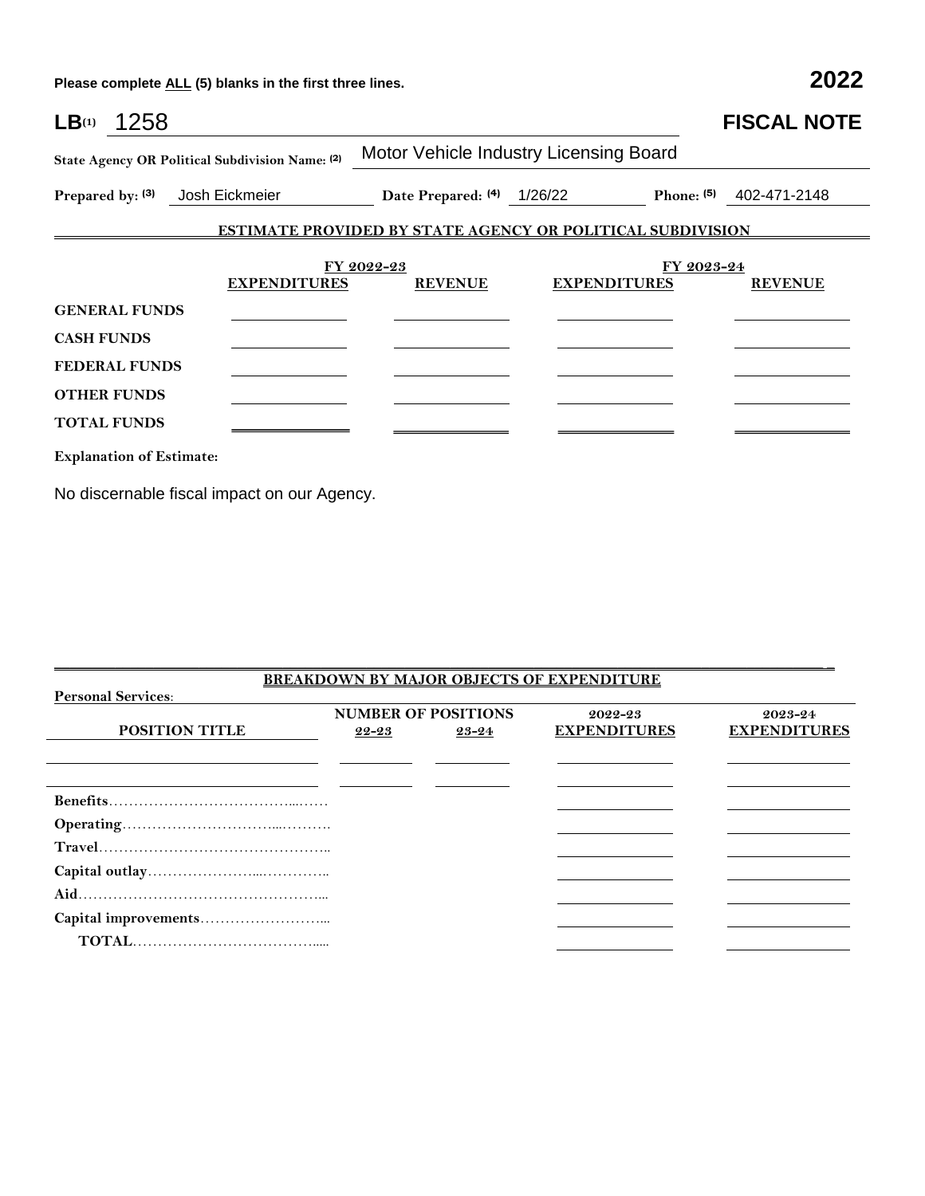**Please complete ALL (5) blanks in the first three lines.** **2022**

# LB(1) 1258 — FISCAL NOTE

**State Agency OR Political Subdivision Name: (2)** Motor Vehicle Industry Licensing Board

**Prepared by: (3)** Josh Eickmeier **Date Prepared: (4)** 1/26/22 **Phone: (5)** 402-471-2148

## ESTIMATE PROVIDED BY STATE AGENCY OR POLITICAL SUBDIVISION

| | FY 2022-23 | | FY 2023-24 | |
|---|---|---|---|---|
| | EXPENDITURES | REVENUE | EXPENDITURES | REVENUE |
| GENERAL FUNDS | | | | |
| CASH FUNDS | | | | |
| FEDERAL FUNDS | | | | |
| OTHER FUNDS | | | | |
| TOTAL FUNDS | | | | |

**Explanation of Estimate:**

No discernable fiscal impact on our Agency.

## BREAKDOWN BY MAJOR OBJECTS OF EXPENDITURE

**Personal Services:**

| POSITION TITLE | NUMBER OF POSITIONS 22-23 | NUMBER OF POSITIONS 23-24 | 2022-23 EXPENDITURES | 2023-24 EXPENDITURES |
|---|---|---|---|---|
| | | | | |
| | | | | |
| Benefits | | | | |
| Operating | | | | |
| Travel | | | | |
| Capital outlay | | | | |
| Aid | | | | |
| Capital improvements | | | | |
| TOTAL | | | | |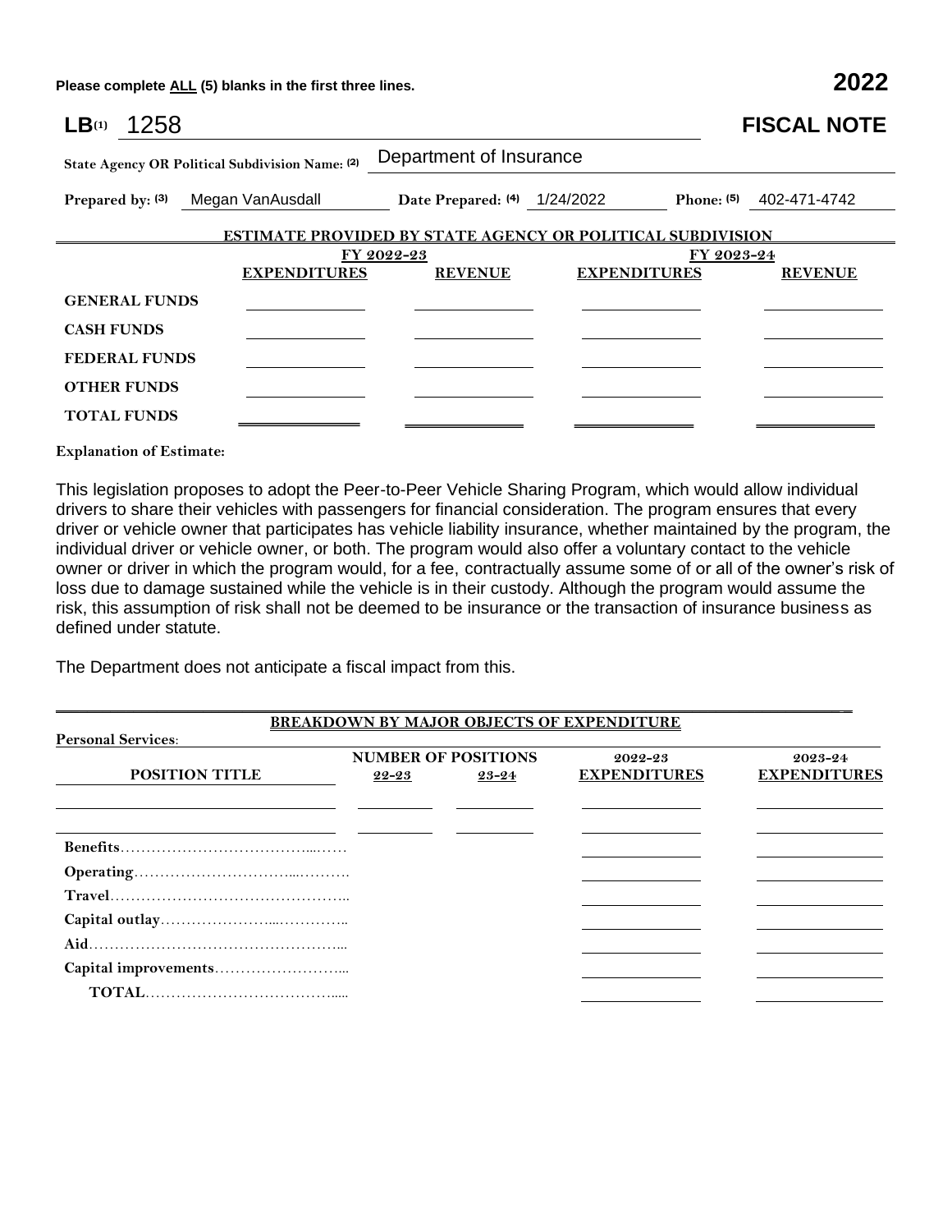**Please complete ALL (5) blanks in the first three lines.** **2022**

# LB(1) 1258 FISCAL NOTE

**State Agency OR Political Subdivision Name: (2)** Department of Insurance

**Prepared by: (3)** Megan VanAusdall **Date Prepared: (4)** 1/24/2022 **Phone: (5)** 402-471-4742

**ESTIMATE PROVIDED BY STATE AGENCY OR POLITICAL SUBDIVISION**

| | FY 2022-23 | | FY 2023-24 | |
|---|---|---|---|---|
| | **EXPENDITURES** | **REVENUE** | **EXPENDITURES** | **REVENUE** |
| **GENERAL FUNDS** | | | | |
| **CASH FUNDS** | | | | |
| **FEDERAL FUNDS** | | | | |
| **OTHER FUNDS** | | | | |
| **TOTAL FUNDS** | | | | |

**Explanation of Estimate:**

This legislation proposes to adopt the Peer-to-Peer Vehicle Sharing Program, which would allow individual drivers to share their vehicles with passengers for financial consideration. The program ensures that every driver or vehicle owner that participates has vehicle liability insurance, whether maintained by the program, the individual driver or vehicle owner, or both. The program would also offer a voluntary contact to the vehicle owner or driver in which the program would, for a fee, contractually assume some of or all of the owner's risk of loss due to damage sustained while the vehicle is in their custody. Although the program would assume the risk, this assumption of risk shall not be deemed to be insurance or the transaction of insurance business as defined under statute.

The Department does not anticipate a fiscal impact from this.

**BREAKDOWN BY MAJOR OBJECTS OF EXPENDITURE**

**Personal Services:**

| | NUMBER OF POSITIONS | | 2022-23 | 2023-24 |
|---|---|---|---|---|
| **POSITION TITLE** | **22-23** | **23-24** | **EXPENDITURES** | **EXPENDITURES** |
| | | | | |
| | | | | |
| **Benefits** | | | | |
| **Operating** | | | | |
| **Travel** | | | | |
| **Capital outlay** | | | | |
| **Aid** | | | | |
| **Capital improvements** | | | | |
| **TOTAL** | | | | |